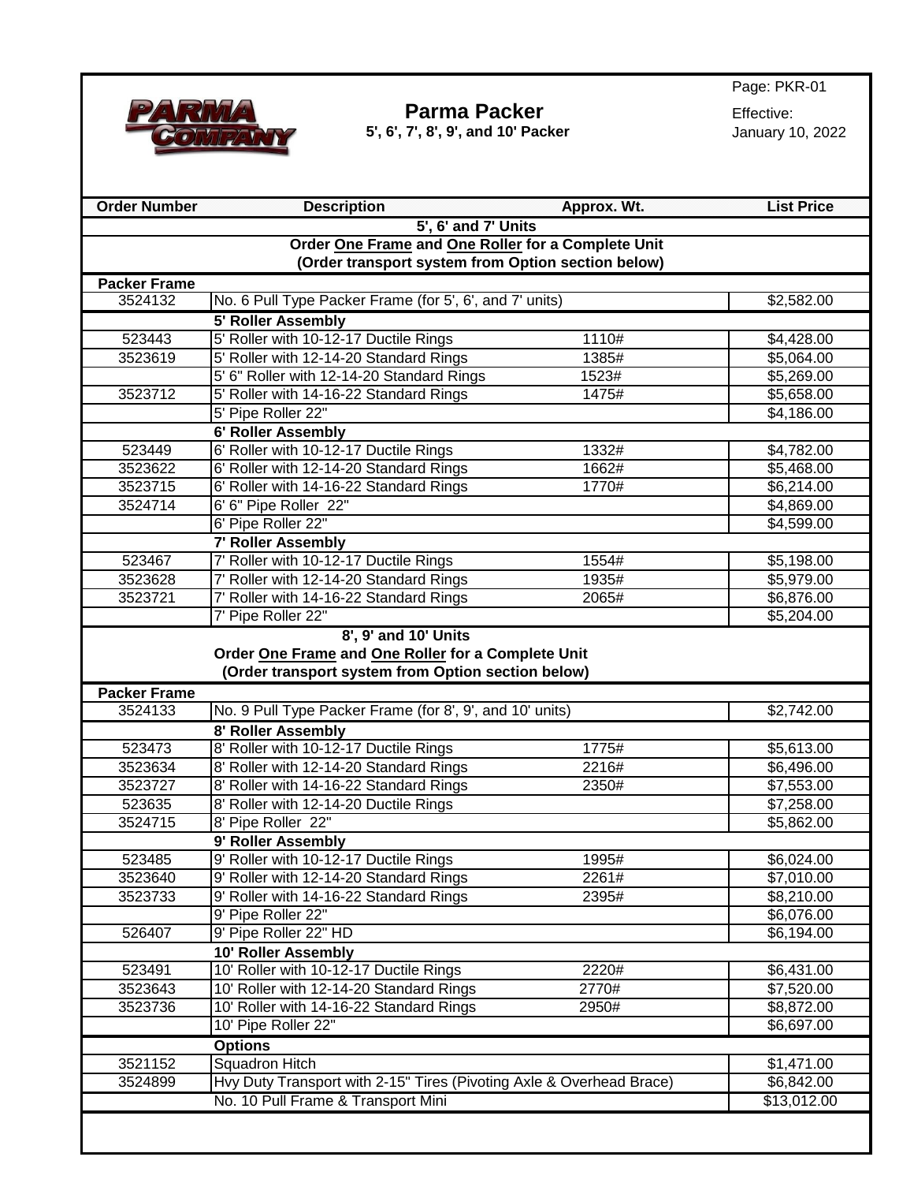# Parma Packer

**5', 6', 7', 8', 9', and 10' Packer**

Page: PKR-01

Effective: January 10, 2022

| Order Number | Description | Approx. Wt. | List Price |
|---|---|---|---|
| | **5', 6' and 7' Units** | | |
| | **Order One Frame and One Roller for a Complete Unit** | | |
| | **(Order transport system from Option section below)** | | |
| **Packer Frame** | | | |
| 3524132 | No. 6 Pull Type Packer Frame (for 5', 6', and 7' units) | | $2,582.00 |
| | **5' Roller Assembly** | | |
| 523443 | 5' Roller with 10-12-17 Ductile Rings | 1110# | $4,428.00 |
| 3523619 | 5' Roller with 12-14-20 Standard Rings | 1385# | $5,064.00 |
| | 5' 6" Roller with 12-14-20 Standard Rings | 1523# | $5,269.00 |
| 3523712 | 5' Roller with 14-16-22 Standard Rings | 1475# | $5,658.00 |
| | 5' Pipe Roller 22" | | $4,186.00 |
| | **6' Roller Assembly** | | |
| 523449 | 6' Roller with 10-12-17 Ductile Rings | 1332# | $4,782.00 |
| 3523622 | 6' Roller with 12-14-20 Standard Rings | 1662# | $5,468.00 |
| 3523715 | 6' Roller with 14-16-22 Standard Rings | 1770# | $6,214.00 |
| 3524714 | 6' 6" Pipe Roller 22" | | $4,869.00 |
| | 6' Pipe Roller 22" | | $4,599.00 |
| | **7' Roller Assembly** | | |
| 523467 | 7' Roller with 10-12-17 Ductile Rings | 1554# | $5,198.00 |
| 3523628 | 7' Roller with 12-14-20 Standard Rings | 1935# | $5,979.00 |
| 3523721 | 7' Roller with 14-16-22 Standard Rings | 2065# | $6,876.00 |
| | 7' Pipe Roller 22" | | $5,204.00 |
| | **8', 9' and 10' Units** | | |
| | **Order One Frame and One Roller for a Complete Unit** | | |
| | **(Order transport system from Option section below)** | | |
| **Packer Frame** | | | |
| 3524133 | No. 9 Pull Type Packer Frame (for 8', 9', and 10' units) | | $2,742.00 |
| | **8' Roller Assembly** | | |
| 523473 | 8' Roller with 10-12-17 Ductile Rings | 1775# | $5,613.00 |
| 3523634 | 8' Roller with 12-14-20 Standard Rings | 2216# | $6,496.00 |
| 3523727 | 8' Roller with 14-16-22 Standard Rings | 2350# | $7,553.00 |
| 523635 | 8' Roller with 12-14-20 Ductile Rings | | $7,258.00 |
| 3524715 | 8' Pipe Roller 22" | | $5,862.00 |
| | **9' Roller Assembly** | | |
| 523485 | 9' Roller with 10-12-17 Ductile Rings | 1995# | $6,024.00 |
| 3523640 | 9' Roller with 12-14-20 Standard Rings | 2261# | $7,010.00 |
| 3523733 | 9' Roller with 14-16-22 Standard Rings | 2395# | $8,210.00 |
| | 9' Pipe Roller 22" | | $6,076.00 |
| 526407 | 9' Pipe Roller 22" HD | | $6,194.00 |
| | **10' Roller Assembly** | | |
| 523491 | 10' Roller with 10-12-17 Ductile Rings | 2220# | $6,431.00 |
| 3523643 | 10' Roller with 12-14-20 Standard Rings | 2770# | $7,520.00 |
| 3523736 | 10' Roller with 14-16-22 Standard Rings | 2950# | $8,872.00 |
| | 10' Pipe Roller 22" | | $6,697.00 |
| | **Options** | | |
| 3521152 | Squadron Hitch | | $1,471.00 |
| 3524899 | Hvy Duty Transport with 2-15" Tires (Pivoting Axle & Overhead Brace) | | $6,842.00 |
| | No. 10 Pull Frame & Transport Mini | | $13,012.00 |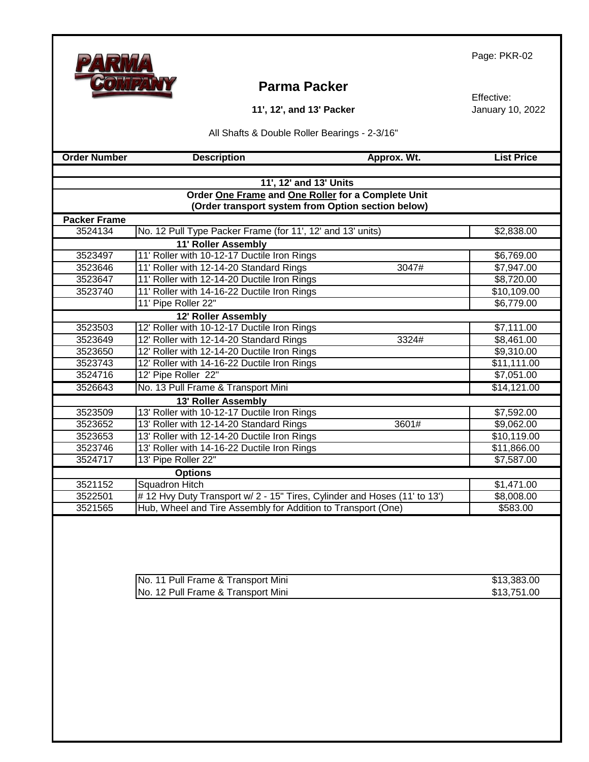# Parma Packer

**11', 12', and 13' Packer**

Effective: January 10, 2022

All Shafts & Double Roller Bearings - 2-3/16"

| Order Number | Description | Approx. Wt. | List Price |
|---|---|---|---|
| | **11', 12' and 13' Units** | | |
| | **Order One Frame and One Roller for a Complete Unit** | | |
| | **(Order transport system from Option section below)** | | |
| **Packer Frame** | | | |
| 3524134 | No. 12 Pull Type Packer Frame (for 11', 12' and 13' units) | | $2,838.00 |
| | **11' Roller Assembly** | | |
| 3523497 | 11' Roller with 10-12-17 Ductile Iron Rings | | $6,769.00 |
| 3523646 | 11' Roller with 12-14-20 Standard Rings | 3047# | $7,947.00 |
| 3523647 | 11' Roller with 12-14-20 Ductile Iron Rings | | $8,720.00 |
| 3523740 | 11' Roller with 14-16-22 Ductile Iron Rings | | $10,109.00 |
| | 11' Pipe Roller 22" | | $6,779.00 |
| | **12' Roller Assembly** | | |
| 3523503 | 12' Roller with 10-12-17 Ductile Iron Rings | | $7,111.00 |
| 3523649 | 12' Roller with 12-14-20 Standard Rings | 3324# | $8,461.00 |
| 3523650 | 12' Roller with 12-14-20 Ductile Iron Rings | | $9,310.00 |
| 3523743 | 12' Roller with 14-16-22 Ductile Iron Rings | | $11,111.00 |
| 3524716 | 12' Pipe Roller 22" | | $7,051.00 |
| 3526643 | No. 13 Pull Frame & Transport Mini | | $14,121.00 |
| | **13' Roller Assembly** | | |
| 3523509 | 13' Roller with 10-12-17 Ductile Iron Rings | | $7,592.00 |
| 3523652 | 13' Roller with 12-14-20 Standard Rings | 3601# | $9,062.00 |
| 3523653 | 13' Roller with 12-14-20 Ductile Iron Rings | | $10,119.00 |
| 3523746 | 13' Roller with 14-16-22 Ductile Iron Rings | | $11,866.00 |
| 3524717 | 13' Pipe Roller 22" | | $7,587.00 |
| | **Options** | | |
| 3521152 | Squadron Hitch | | $1,471.00 |
| 3522501 | # 12 Hvy Duty Transport w/ 2 - 15" Tires, Cylinder and Hoses (11' to 13') | | $8,008.00 |
| 3521565 | Hub, Wheel and Tire Assembly for Addition to Transport (One) | | $583.00 |

| Description | List Price |
|---|---|
| No. 11 Pull Frame & Transport Mini | $13,383.00 |
| No. 12 Pull Frame & Transport Mini | $13,751.00 |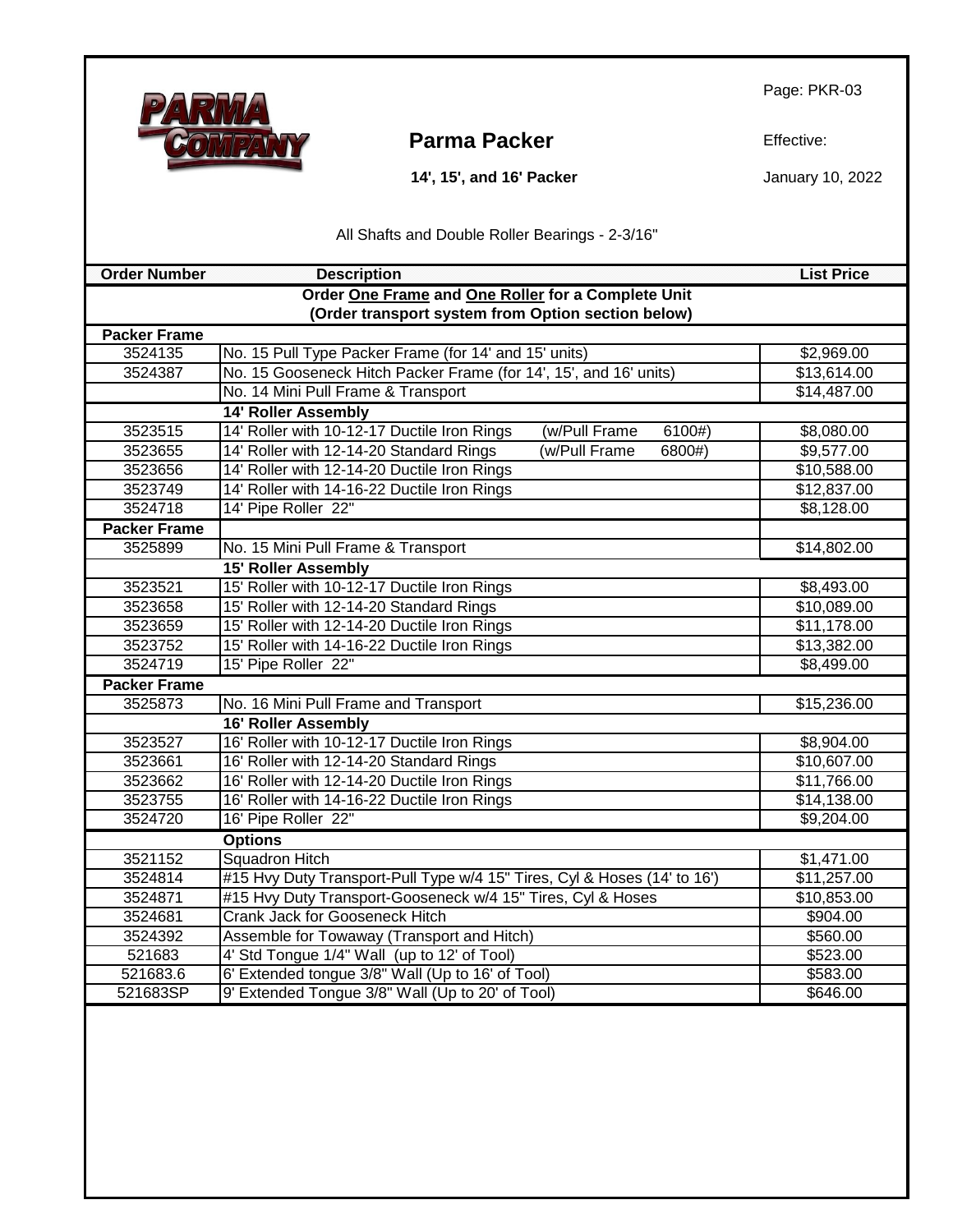# Parma Packer

## 14', 15', and 16' Packer

Page: PKR-03

Effective: January 10, 2022

All Shafts and Double Roller Bearings - 2-3/16"

| Order Number | Description | List Price |
|---|---|---|
| | **Order One Frame and One Roller for a Complete Unit (Order transport system from Option section below)** | |
| **Packer Frame** | | |
| 3524135 | No. 15 Pull Type Packer Frame (for 14' and 15' units) | $2,969.00 |
| 3524387 | No. 15 Gooseneck Hitch Packer Frame (for 14', 15', and 16' units) | $13,614.00 |
| | No. 14 Mini Pull Frame & Transport | $14,487.00 |
| | **14' Roller Assembly** | |
| 3523515 | 14' Roller with 10-12-17 Ductile Iron Rings (w/Pull Frame 6100#) | $8,080.00 |
| 3523655 | 14' Roller with 12-14-20 Standard Rings (w/Pull Frame 6800#) | $9,577.00 |
| 3523656 | 14' Roller with 12-14-20 Ductile Iron Rings | $10,588.00 |
| 3523749 | 14' Roller with 14-16-22 Ductile Iron Rings | $12,837.00 |
| 3524718 | 14' Pipe Roller 22" | $8,128.00 |
| **Packer Frame** | | |
| 3525899 | No. 15 Mini Pull Frame & Transport | $14,802.00 |
| | **15' Roller Assembly** | |
| 3523521 | 15' Roller with 10-12-17 Ductile Iron Rings | $8,493.00 |
| 3523658 | 15' Roller with 12-14-20 Standard Rings | $10,089.00 |
| 3523659 | 15' Roller with 12-14-20 Ductile Iron Rings | $11,178.00 |
| 3523752 | 15' Roller with 14-16-22 Ductile Iron Rings | $13,382.00 |
| 3524719 | 15' Pipe Roller 22" | $8,499.00 |
| **Packer Frame** | | |
| 3525873 | No. 16 Mini Pull Frame and Transport | $15,236.00 |
| | **16' Roller Assembly** | |
| 3523527 | 16' Roller with 10-12-17 Ductile Iron Rings | $8,904.00 |
| 3523661 | 16' Roller with 12-14-20 Standard Rings | $10,607.00 |
| 3523662 | 16' Roller with 12-14-20 Ductile Iron Rings | $11,766.00 |
| 3523755 | 16' Roller with 14-16-22 Ductile Iron Rings | $14,138.00 |
| 3524720 | 16' Pipe Roller 22" | $9,204.00 |
| | **Options** | |
| 3521152 | Squadron Hitch | $1,471.00 |
| 3524814 | #15 Hvy Duty Transport-Pull Type w/4 15" Tires, Cyl & Hoses (14' to 16') | $11,257.00 |
| 3524871 | #15 Hvy Duty Transport-Gooseneck w/4 15" Tires, Cyl & Hoses | $10,853.00 |
| 3524681 | Crank Jack for Gooseneck Hitch | $904.00 |
| 3524392 | Assemble for Towaway (Transport and Hitch) | $560.00 |
| 521683 | 4' Std Tongue 1/4" Wall (up to 12' of Tool) | $523.00 |
| 521683.6 | 6' Extended tongue 3/8" Wall (Up to 16' of Tool) | $583.00 |
| 521683SP | 9' Extended Tongue 3/8" Wall (Up to 20' of Tool) | $646.00 |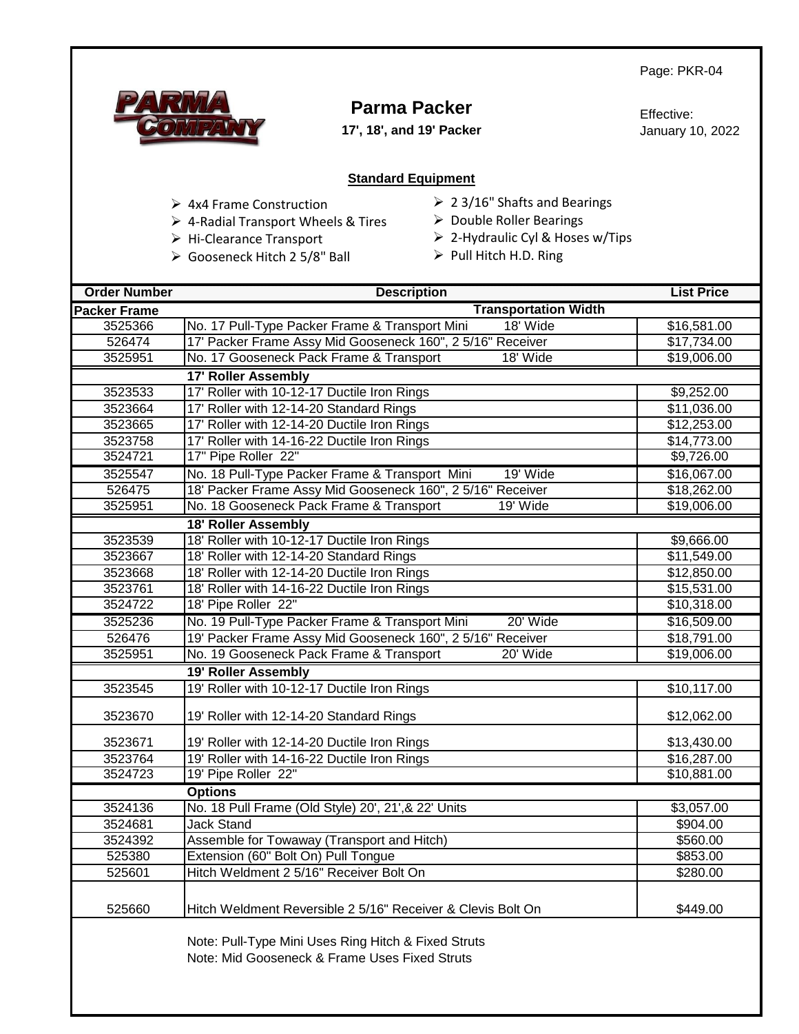Page: PKR-04

# Parma Packer

**17', 18', and 19' Packer**

Effective:
January 10, 2022

## Standard Equipment

- 4x4 Frame Construction
- 4-Radial Transport Wheels & Tires
- Hi-Clearance Transport
- Gooseneck Hitch 2 5/8" Ball
- 2 3/16" Shafts and Bearings
- Double Roller Bearings
- 2-Hydraulic Cyl & Hoses w/Tips
- Pull Hitch H.D. Ring

| Order Number | Description | Transportation Width | List Price |
|---|---|---|---|
| **Packer Frame** | | | |
| 3525366 | No. 17 Pull-Type Packer Frame & Transport Mini | 18' Wide | $16,581.00 |
| 526474 | 17' Packer Frame Assy Mid Gooseneck 160", 2 5/16" Receiver | | $17,734.00 |
| 3525951 | No. 17 Gooseneck Pack Frame & Transport | 18' Wide | $19,006.00 |
| | **17' Roller Assembly** | | |
| 3523533 | 17' Roller with 10-12-17 Ductile Iron Rings | | $9,252.00 |
| 3523664 | 17' Roller with 12-14-20 Standard Rings | | $11,036.00 |
| 3523665 | 17' Roller with 12-14-20 Ductile Iron Rings | | $12,253.00 |
| 3523758 | 17' Roller with 14-16-22 Ductile Iron Rings | | $14,773.00 |
| 3524721 | 17" Pipe Roller 22" | | $9,726.00 |
| 3525547 | No. 18 Pull-Type Packer Frame & Transport Mini | 19' Wide | $16,067.00 |
| 526475 | 18' Packer Frame Assy Mid Gooseneck 160", 2 5/16" Receiver | | $18,262.00 |
| 3525951 | No. 18 Gooseneck Pack Frame & Transport | 19' Wide | $19,006.00 |
| | **18' Roller Assembly** | | |
| 3523539 | 18' Roller with 10-12-17 Ductile Iron Rings | | $9,666.00 |
| 3523667 | 18' Roller with 12-14-20 Standard Rings | | $11,549.00 |
| 3523668 | 18' Roller with 12-14-20 Ductile Iron Rings | | $12,850.00 |
| 3523761 | 18' Roller with 14-16-22 Ductile Iron Rings | | $15,531.00 |
| 3524722 | 18' Pipe Roller 22" | | $10,318.00 |
| 3525236 | No. 19 Pull-Type Packer Frame & Transport Mini | 20' Wide | $16,509.00 |
| 526476 | 19' Packer Frame Assy Mid Gooseneck 160", 2 5/16" Receiver | | $18,791.00 |
| 3525951 | No. 19 Gooseneck Pack Frame & Transport | 20' Wide | $19,006.00 |
| | **19' Roller Assembly** | | |
| 3523545 | 19' Roller with 10-12-17 Ductile Iron Rings | | $10,117.00 |
| 3523670 | 19' Roller with 12-14-20 Standard Rings | | $12,062.00 |
| 3523671 | 19' Roller with 12-14-20 Ductile Iron Rings | | $13,430.00 |
| 3523764 | 19' Roller with 14-16-22 Ductile Iron Rings | | $16,287.00 |
| 3524723 | 19' Pipe Roller 22" | | $10,881.00 |
| | **Options** | | |
| 3524136 | No. 18 Pull Frame (Old Style) 20', 21',& 22' Units | | $3,057.00 |
| 3524681 | Jack Stand | | $904.00 |
| 3524392 | Assemble for Towaway (Transport and Hitch) | | $560.00 |
| 525380 | Extension (60" Bolt On) Pull Tongue | | $853.00 |
| 525601 | Hitch Weldment 2 5/16" Receiver Bolt On | | $280.00 |
| 525660 | Hitch Weldment Reversible 2 5/16" Receiver & Clevis Bolt On | | $449.00 |

Note: Pull-Type Mini Uses Ring Hitch & Fixed Struts
Note: Mid Gooseneck & Frame Uses Fixed Struts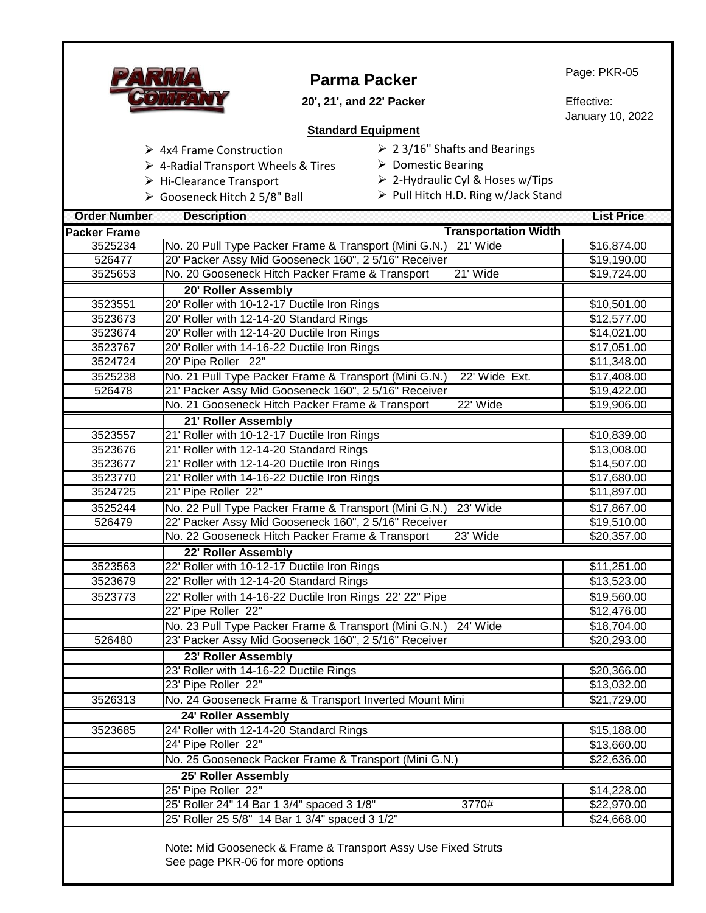# Parma Packer

**20', 21', and 22' Packer**

PARMA COMPANY

Page: PKR-05

Effective: January 10, 2022

**Standard Equipment**

- 4x4 Frame Construction
- 4-Radial Transport Wheels & Tires
- Hi-Clearance Transport
- Gooseneck Hitch 2 5/8" Ball
- 2 3/16" Shafts and Bearings
- Domestic Bearing
- 2-Hydraulic Cyl & Hoses w/Tips
- Pull Hitch H.D. Ring w/Jack Stand

| Order Number | Description | List Price |
|---|---|---|
| **Packer Frame** | **Transportation Width** | |
| 3525234 | No. 20 Pull Type Packer Frame & Transport (Mini G.N.) 21' Wide | $16,874.00 |
| 526477 | 20' Packer Assy Mid Gooseneck 160", 2 5/16" Receiver | $19,190.00 |
| 3525653 | No. 20 Gooseneck Hitch Packer Frame & Transport 21' Wide | $19,724.00 |
| | **20' Roller Assembly** | |
| 3523551 | 20' Roller with 10-12-17 Ductile Iron Rings | $10,501.00 |
| 3523673 | 20' Roller with 12-14-20 Standard Rings | $12,577.00 |
| 3523674 | 20' Roller with 12-14-20 Ductile Iron Rings | $14,021.00 |
| 3523767 | 20' Roller with 14-16-22 Ductile Iron Rings | $17,051.00 |
| 3524724 | 20' Pipe Roller 22" | $11,348.00 |
| 3525238 | No. 21 Pull Type Packer Frame & Transport (Mini G.N.) 22' Wide Ext. | $17,408.00 |
| 526478 | 21' Packer Assy Mid Gooseneck 160", 2 5/16" Receiver | $19,422.00 |
| | No. 21 Gooseneck Hitch Packer Frame & Transport 22' Wide | $19,906.00 |
| | **21' Roller Assembly** | |
| 3523557 | 21' Roller with 10-12-17 Ductile Iron Rings | $10,839.00 |
| 3523676 | 21' Roller with 12-14-20 Standard Rings | $13,008.00 |
| 3523677 | 21' Roller with 12-14-20 Ductile Iron Rings | $14,507.00 |
| 3523770 | 21' Roller with 14-16-22 Ductile Iron Rings | $17,680.00 |
| 3524725 | 21' Pipe Roller 22" | $11,897.00 |
| 3525244 | No. 22 Pull Type Packer Frame & Transport (Mini G.N.) 23' Wide | $17,867.00 |
| 526479 | 22' Packer Assy Mid Gooseneck 160", 2 5/16" Receiver | $19,510.00 |
| | No. 22 Gooseneck Hitch Packer Frame & Transport 23' Wide | $20,357.00 |
| | **22' Roller Assembly** | |
| 3523563 | 22' Roller with 10-12-17 Ductile Iron Rings | $11,251.00 |
| 3523679 | 22' Roller with 12-14-20 Standard Rings | $13,523.00 |
| 3523773 | 22' Roller with 14-16-22 Ductile Iron Rings 22' 22" Pipe | $19,560.00 |
| | 22' Pipe Roller 22" | $12,476.00 |
| | No. 23 Pull Type Packer Frame & Transport (Mini G.N.) 24' Wide | $18,704.00 |
| 526480 | 23' Packer Assy Mid Gooseneck 160", 2 5/16" Receiver | $20,293.00 |
| | **23' Roller Assembly** | |
| | 23' Roller with 14-16-22 Ductile Rings | $20,366.00 |
| | 23' Pipe Roller 22" | $13,032.00 |
| 3526313 | No. 24 Gooseneck Frame & Transport Inverted Mount Mini | $21,729.00 |
| | **24' Roller Assembly** | |
| 3523685 | 24' Roller with 12-14-20 Standard Rings | $15,188.00 |
| | 24' Pipe Roller 22" | $13,660.00 |
| | No. 25 Gooseneck Packer Frame & Transport (Mini G.N.) | $22,636.00 |
| | **25' Roller Assembly** | |
| | 25' Pipe Roller 22" | $14,228.00 |
| | 25' Roller 24" 14 Bar 1 3/4" spaced 3 1/8" 3770# | $22,970.00 |
| | 25' Roller 25 5/8" 14 Bar 1 3/4" spaced 3 1/2" | $24,668.00 |

Note: Mid Gooseneck & Frame & Transport Assy Use Fixed Struts
See page PKR-06 for more options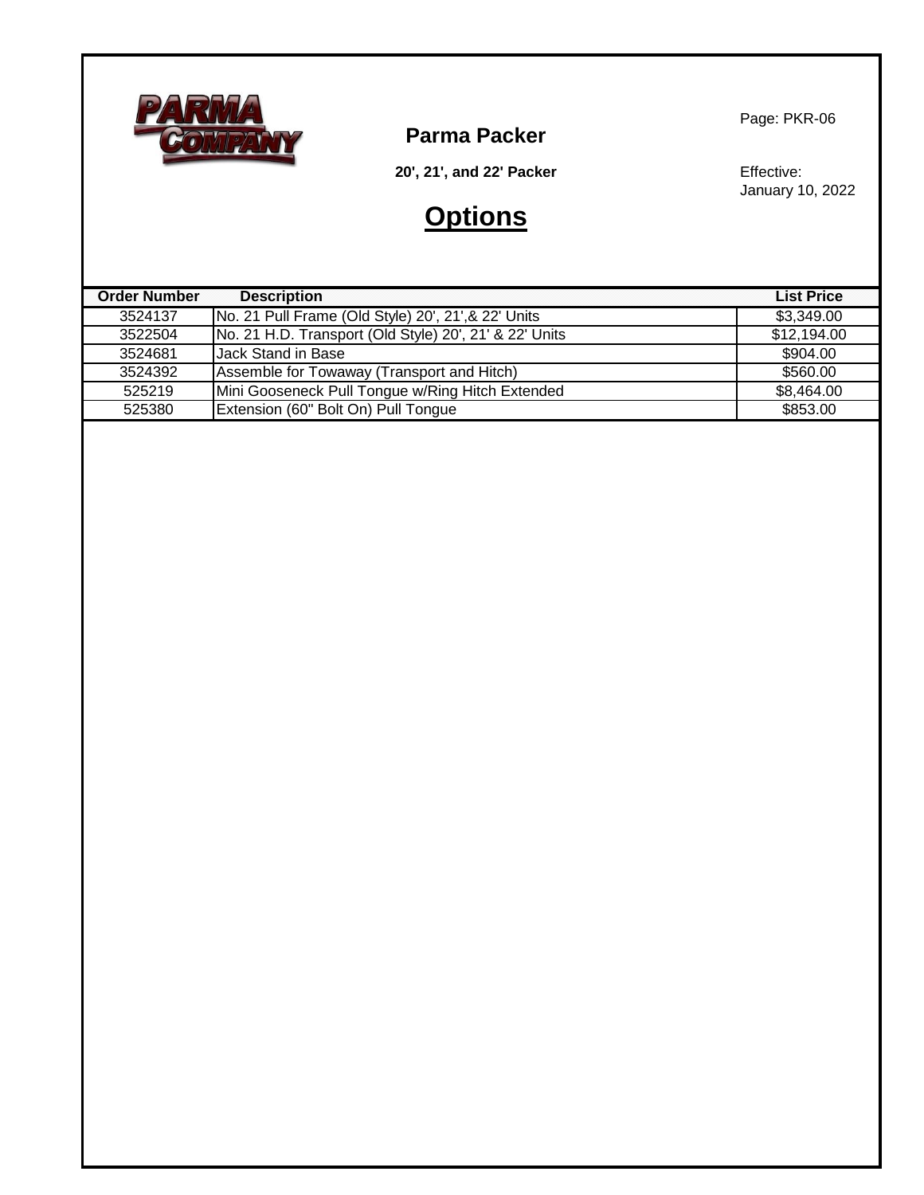# Parma Packer

**20', 21', and 22' Packer**

Page: PKR-06

Effective: January 10, 2022

## Options

| Order Number | Description | List Price |
|---|---|---|
| 3524137 | No. 21 Pull Frame (Old Style) 20', 21',& 22' Units | $3,349.00 |
| 3522504 | No. 21 H.D. Transport (Old Style) 20', 21' & 22' Units | $12,194.00 |
| 3524681 | Jack Stand in Base | $904.00 |
| 3524392 | Assemble for Towaway (Transport and Hitch) | $560.00 |
| 525219 | Mini Gooseneck Pull Tongue w/Ring Hitch Extended | $8,464.00 |
| 525380 | Extension (60" Bolt On) Pull Tongue | $853.00 |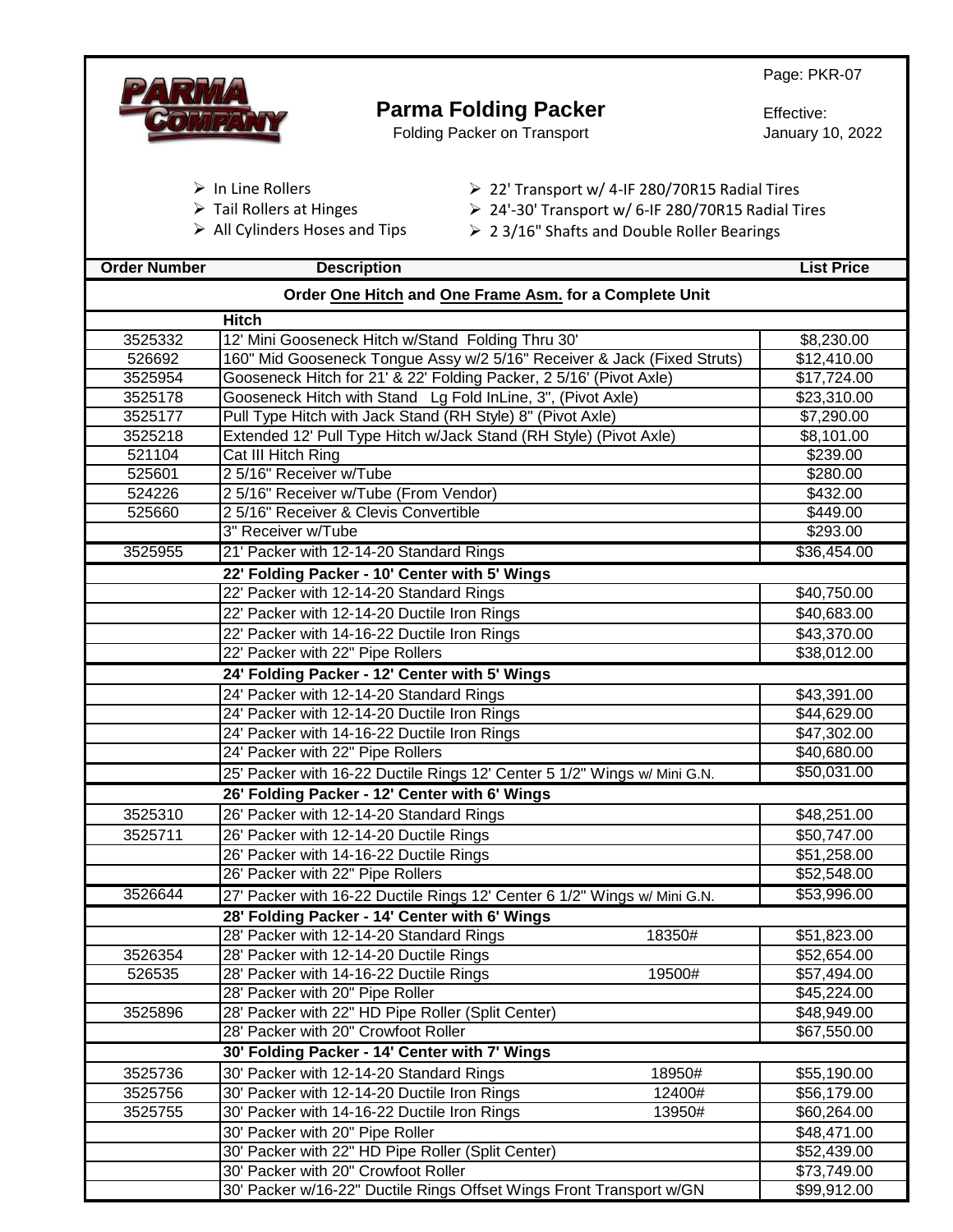Page: PKR-07

# Parma Folding Packer

Folding Packer on Transport

Effective: January 10, 2022

- In Line Rollers
- Tail Rollers at Hinges
- All Cylinders Hoses and Tips
- 22' Transport w/ 4-IF 280/70R15 Radial Tires
- 24'-30' Transport w/ 6-IF 280/70R15 Radial Tires
- 2 3/16" Shafts and Double Roller Bearings

| Order Number | Description | | List Price |
|---|---|---|---|
| | **Order One Hitch and One Frame Asm. for a Complete Unit** | | |
| | **Hitch** | | |
| 3525332 | 12' Mini Gooseneck Hitch w/Stand Folding Thru 30' | | $8,230.00 |
| 526692 | 160" Mid Gooseneck Tongue Assy w/2 5/16" Receiver & Jack (Fixed Struts) | | $12,410.00 |
| 3525954 | Gooseneck Hitch for 21' & 22' Folding Packer, 2 5/16' (Pivot Axle) | | $17,724.00 |
| 3525178 | Gooseneck Hitch with Stand Lg Fold InLine, 3", (Pivot Axle) | | $23,310.00 |
| 3525177 | Pull Type Hitch with Jack Stand (RH Style) 8" (Pivot Axle) | | $7,290.00 |
| 3525218 | Extended 12' Pull Type Hitch w/Jack Stand (RH Style) (Pivot Axle) | | $8,101.00 |
| 521104 | Cat III Hitch Ring | | $239.00 |
| 525601 | 2 5/16" Receiver w/Tube | | $280.00 |
| 524226 | 2 5/16" Receiver w/Tube (From Vendor) | | $432.00 |
| 525660 | 2 5/16" Receiver & Clevis Convertible | | $449.00 |
| | 3" Receiver w/Tube | | $293.00 |
| 3525955 | 21' Packer with 12-14-20 Standard Rings | | $36,454.00 |
| | **22' Folding Packer - 10' Center with 5' Wings** | | |
| | 22' Packer with 12-14-20 Standard Rings | | $40,750.00 |
| | 22' Packer with 12-14-20 Ductile Iron Rings | | $40,683.00 |
| | 22' Packer with 14-16-22 Ductile Iron Rings | | $43,370.00 |
| | 22' Packer with 22" Pipe Rollers | | $38,012.00 |
| | **24' Folding Packer - 12' Center with 5' Wings** | | |
| | 24' Packer with 12-14-20 Standard Rings | | $43,391.00 |
| | 24' Packer with 12-14-20 Ductile Iron Rings | | $44,629.00 |
| | 24' Packer with 14-16-22 Ductile Iron Rings | | $47,302.00 |
| | 24' Packer with 22" Pipe Rollers | | $40,680.00 |
| | 25' Packer with 16-22 Ductile Rings 12' Center 5 1/2" Wings w/ Mini G.N. | | $50,031.00 |
| | **26' Folding Packer - 12' Center with 6' Wings** | | |
| 3525310 | 26' Packer with 12-14-20 Standard Rings | | $48,251.00 |
| 3525711 | 26' Packer with 12-14-20 Ductile Rings | | $50,747.00 |
| | 26' Packer with 14-16-22 Ductile Rings | | $51,258.00 |
| | 26' Packer with 22" Pipe Rollers | | $52,548.00 |
| 3526644 | 27' Packer with 16-22 Ductile Rings 12' Center 6 1/2" Wings w/ Mini G.N. | | $53,996.00 |
| | **28' Folding Packer - 14' Center with 6' Wings** | | |
| | 28' Packer with 12-14-20 Standard Rings | 18350# | $51,823.00 |
| 3526354 | 28' Packer with 12-14-20 Ductile Rings | | $52,654.00 |
| 526535 | 28' Packer with 14-16-22 Ductile Rings | 19500# | $57,494.00 |
| | 28' Packer with 20" Pipe Roller | | $45,224.00 |
| 3525896 | 28' Packer with 22" HD Pipe Roller (Split Center) | | $48,949.00 |
| | 28' Packer with 20" Crowfoot Roller | | $67,550.00 |
| | **30' Folding Packer - 14' Center with 7' Wings** | | |
| 3525736 | 30' Packer with 12-14-20 Standard Rings | 18950# | $55,190.00 |
| 3525756 | 30' Packer with 12-14-20 Ductile Iron Rings | 12400# | $56,179.00 |
| 3525755 | 30' Packer with 14-16-22 Ductile Iron Rings | 13950# | $60,264.00 |
| | 30' Packer with 20" Pipe Roller | | $48,471.00 |
| | 30' Packer with 22" HD Pipe Roller (Split Center) | | $52,439.00 |
| | 30' Packer with 20" Crowfoot Roller | | $73,749.00 |
| | 30' Packer w/16-22" Ductile Rings Offset Wings Front Transport w/GN | | $99,912.00 |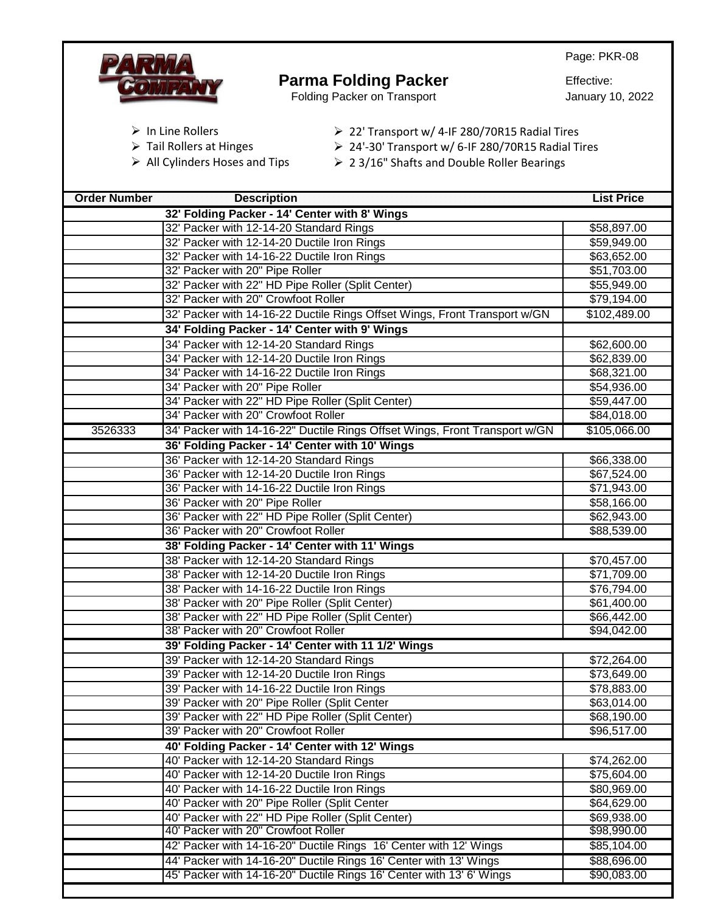Page: PKR-08

# Parma Folding Packer

Folding Packer on Transport

Effective:
January 10, 2022

- In Line Rollers
- Tail Rollers at Hinges
- All Cylinders Hoses and Tips
- 22' Transport w/ 4-IF 280/70R15 Radial Tires
- 24'-30' Transport w/ 6-IF 280/70R15 Radial Tires
- 2 3/16" Shafts and Double Roller Bearings

| Order Number | Description | List Price |
|---|---|---|
| | **32' Folding Packer - 14' Center with 8' Wings** | |
| | 32' Packer with 12-14-20 Standard Rings | $58,897.00 |
| | 32' Packer with 12-14-20 Ductile Iron Rings | $59,949.00 |
| | 32' Packer with 14-16-22 Ductile Iron Rings | $63,652.00 |
| | 32' Packer with 20" Pipe Roller | $51,703.00 |
| | 32' Packer with 22" HD Pipe Roller (Split Center) | $55,949.00 |
| | 32' Packer with 20" Crowfoot Roller | $79,194.00 |
| | 32' Packer with 14-16-22 Ductile Rings Offset Wings, Front Transport w/GN | $102,489.00 |
| | **34' Folding Packer - 14' Center with 9' Wings** | |
| | 34' Packer with 12-14-20 Standard Rings | $62,600.00 |
| | 34' Packer with 12-14-20 Ductile Iron Rings | $62,839.00 |
| | 34' Packer with 14-16-22 Ductile Iron Rings | $68,321.00 |
| | 34' Packer with 20" Pipe Roller | $54,936.00 |
| | 34' Packer with 22" HD Pipe Roller (Split Center) | $59,447.00 |
| | 34' Packer with 20" Crowfoot Roller | $84,018.00 |
| 3526333 | 34' Packer with 14-16-22" Ductile Rings Offset Wings, Front Transport w/GN | $105,066.00 |
| | **36' Folding Packer - 14' Center with 10' Wings** | |
| | 36' Packer with 12-14-20 Standard Rings | $66,338.00 |
| | 36' Packer with 12-14-20 Ductile Iron Rings | $67,524.00 |
| | 36' Packer with 14-16-22 Ductile Iron Rings | $71,943.00 |
| | 36' Packer with 20" Pipe Roller | $58,166.00 |
| | 36' Packer with 22" HD Pipe Roller (Split Center) | $62,943.00 |
| | 36' Packer with 20" Crowfoot Roller | $88,539.00 |
| | **38' Folding Packer - 14' Center with 11' Wings** | |
| | 38' Packer with 12-14-20 Standard Rings | $70,457.00 |
| | 38' Packer with 12-14-20 Ductile Iron Rings | $71,709.00 |
| | 38' Packer with 14-16-22 Ductile Iron Rings | $76,794.00 |
| | 38' Packer with 20" Pipe Roller (Split Center) | $61,400.00 |
| | 38' Packer with 22" HD Pipe Roller (Split Center) | $66,442.00 |
| | 38' Packer with 20" Crowfoot Roller | $94,042.00 |
| | **39' Folding Packer - 14' Center with 11 1/2' Wings** | |
| | 39' Packer with 12-14-20 Standard Rings | $72,264.00 |
| | 39' Packer with 12-14-20 Ductile Iron Rings | $73,649.00 |
| | 39' Packer with 14-16-22 Ductile Iron Rings | $78,883.00 |
| | 39' Packer with 20" Pipe Roller (Split Center | $63,014.00 |
| | 39' Packer with 22" HD Pipe Roller (Split Center) | $68,190.00 |
| | 39' Packer with 20" Crowfoot Roller | $96,517.00 |
| | **40' Folding Packer - 14' Center with 12' Wings** | |
| | 40' Packer with 12-14-20 Standard Rings | $74,262.00 |
| | 40' Packer with 12-14-20 Ductile Iron Rings | $75,604.00 |
| | 40' Packer with 14-16-22 Ductile Iron Rings | $80,969.00 |
| | 40' Packer with 20" Pipe Roller (Split Center | $64,629.00 |
| | 40' Packer with 22" HD Pipe Roller (Split Center) | $69,938.00 |
| | 40' Packer with 20" Crowfoot Roller | $98,990.00 |
| | 42' Packer with 14-16-20" Ductile Rings 16' Center with 12' Wings | $85,104.00 |
| | 44' Packer with 14-16-20" Ductile Rings 16' Center with 13' Wings | $88,696.00 |
| | 45' Packer with 14-16-20" Ductile Rings 16' Center with 13' 6' Wings | $90,083.00 |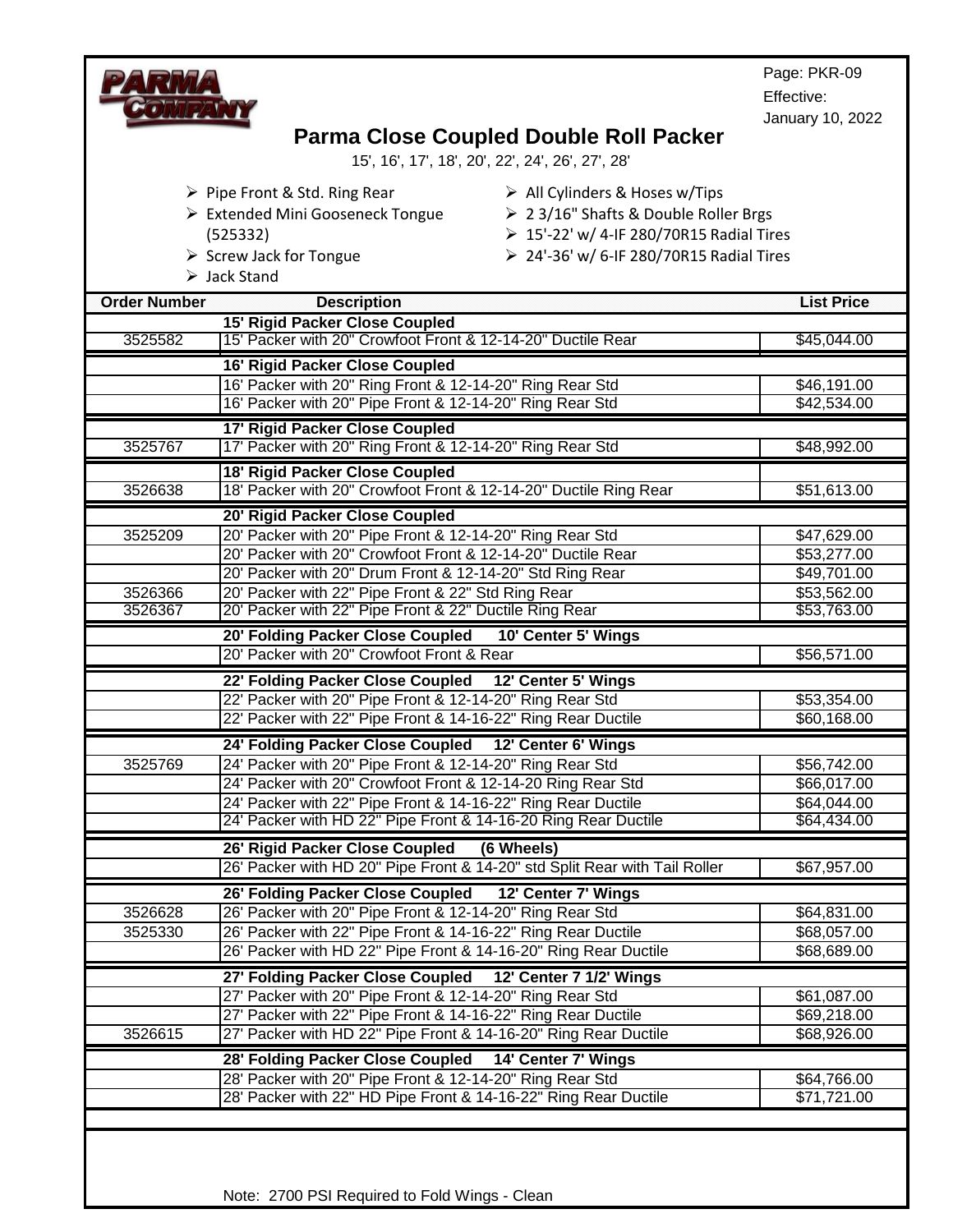PARMA COMPANY

Page: PKR-09
Effective:
January 10, 2022

# Parma Close Coupled Double Roll Packer

15', 16', 17', 18', 20', 22', 24', 26', 27', 28'

- Pipe Front & Std. Ring Rear
- Extended Mini Gooseneck Tongue (525332)
- Screw Jack for Tongue
- Jack Stand
- All Cylinders & Hoses w/Tips
- 2 3/16" Shafts & Double Roller Brgs
- 15'-22' w/ 4-IF 280/70R15 Radial Tires
- 24'-36' w/ 6-IF 280/70R15 Radial Tires

| Order Number | Description | List Price |
|---|---|---|
| | **15' Rigid Packer Close Coupled** | |
| 3525582 | 15' Packer with 20" Crowfoot Front & 12-14-20" Ductile Rear | $45,044.00 |
| | **16' Rigid Packer Close Coupled** | |
| | 16' Packer with 20" Ring Front & 12-14-20" Ring Rear Std | $46,191.00 |
| | 16' Packer with 20" Pipe Front & 12-14-20" Ring Rear Std | $42,534.00 |
| | **17' Rigid Packer Close Coupled** | |
| 3525767 | 17' Packer with 20" Ring Front & 12-14-20" Ring Rear Std | $48,992.00 |
| | **18' Rigid Packer Close Coupled** | |
| 3526638 | 18' Packer with 20" Crowfoot Front & 12-14-20" Ductile Ring Rear | $51,613.00 |
| | **20' Rigid Packer Close Coupled** | |
| 3525209 | 20' Packer with 20" Pipe Front & 12-14-20" Ring Rear Std | $47,629.00 |
| | 20' Packer with 20" Crowfoot Front & 12-14-20" Ductile Rear | $53,277.00 |
| | 20' Packer with 20" Drum Front & 12-14-20" Std Ring Rear | $49,701.00 |
| 3526366 | 20' Packer with 22" Pipe Front & 22" Std Ring Rear | $53,562.00 |
| 3526367 | 20' Packer with 22" Pipe Front & 22" Ductile Ring Rear | $53,763.00 |
| | **20' Folding Packer Close Coupled 10' Center 5' Wings** | |
| | 20' Packer with 20" Crowfoot Front & Rear | $56,571.00 |
| | **22' Folding Packer Close Coupled 12' Center 5' Wings** | |
| | 22' Packer with 20" Pipe Front & 12-14-20" Ring Rear Std | $53,354.00 |
| | 22' Packer with 22" Pipe Front & 14-16-22" Ring Rear Ductile | $60,168.00 |
| | **24' Folding Packer Close Coupled 12' Center 6' Wings** | |
| 3525769 | 24' Packer with 20" Pipe Front & 12-14-20" Ring Rear Std | $56,742.00 |
| | 24' Packer with 20" Crowfoot Front & 12-14-20 Ring Rear Std | $66,017.00 |
| | 24' Packer with 22" Pipe Front & 14-16-22" Ring Rear Ductile | $64,044.00 |
| | 24' Packer with HD 22" Pipe Front & 14-16-20 Ring Rear Ductile | $64,434.00 |
| | **26' Rigid Packer Close Coupled (6 Wheels)** | |
| | 26' Packer with HD 20" Pipe Front & 14-20" std Split Rear with Tail Roller | $67,957.00 |
| | **26' Folding Packer Close Coupled 12' Center 7' Wings** | |
| 3526628 | 26' Packer with 20" Pipe Front & 12-14-20" Ring Rear Std | $64,831.00 |
| 3525330 | 26' Packer with 22" Pipe Front & 14-16-22" Ring Rear Ductile | $68,057.00 |
| | 26' Packer with HD 22" Pipe Front & 14-16-20" Ring Rear Ductile | $68,689.00 |
| | **27' Folding Packer Close Coupled 12' Center 7 1/2' Wings** | |
| | 27' Packer with 20" Pipe Front & 12-14-20" Ring Rear Std | $61,087.00 |
| | 27' Packer with 22" Pipe Front & 14-16-22" Ring Rear Ductile | $69,218.00 |
| 3526615 | 27' Packer with HD 22" Pipe Front & 14-16-20" Ring Rear Ductile | $68,926.00 |
| | **28' Folding Packer Close Coupled 14' Center 7' Wings** | |
| | 28' Packer with 20" Pipe Front & 12-14-20" Ring Rear Std | $64,766.00 |
| | 28' Packer with 22" HD Pipe Front & 14-16-22" Ring Rear Ductile | $71,721.00 |

Note: 2700 PSI Required to Fold Wings - Clean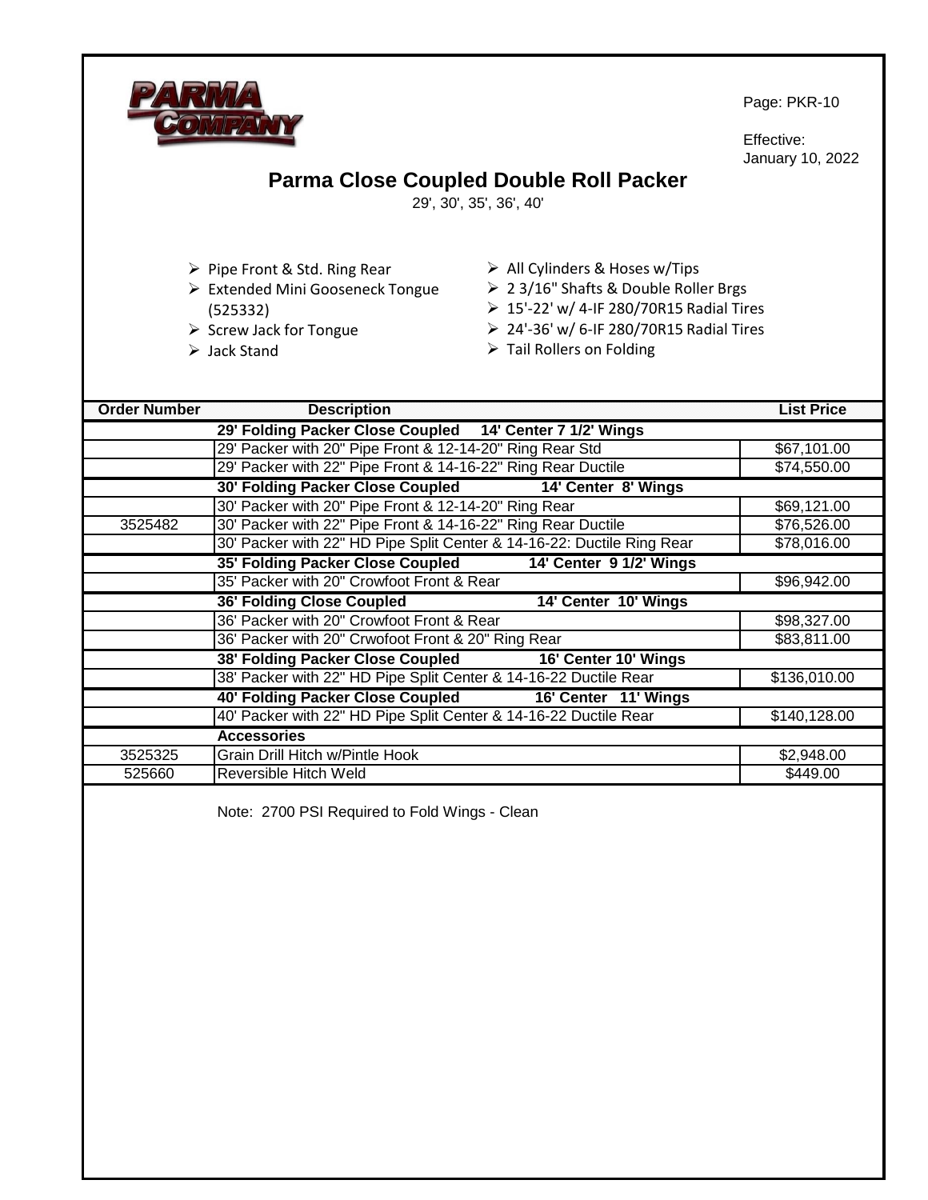PARMA COMPANY

Page: PKR-10

Effective:
January 10, 2022

# Parma Close Coupled Double Roll Packer

29', 30', 35', 36', 40'

- Pipe Front & Std. Ring Rear
- Extended Mini Gooseneck Tongue (525332)
- Screw Jack for Tongue
- Jack Stand
- All Cylinders & Hoses w/Tips
- 2 3/16" Shafts & Double Roller Brgs
- 15'-22' w/ 4-IF 280/70R15 Radial Tires
- 24'-36' w/ 6-IF 280/70R15 Radial Tires
- Tail Rollers on Folding

| Order Number | Description | List Price |
|---|---|---|
| | **29' Folding Packer Close Coupled 14' Center 7 1/2' Wings** | |
| | 29' Packer with 20" Pipe Front & 12-14-20" Ring Rear Std | $67,101.00 |
| | 29' Packer with 22" Pipe Front & 14-16-22" Ring Rear Ductile | $74,550.00 |
| | **30' Folding Packer Close Coupled 14' Center 8' Wings** | |
| | 30' Packer with 20" Pipe Front & 12-14-20" Ring Rear | $69,121.00 |
| 3525482 | 30' Packer with 22" Pipe Front & 14-16-22" Ring Rear Ductile | $76,526.00 |
| | 30' Packer with 22" HD Pipe Split Center & 14-16-22: Ductile Ring Rear | $78,016.00 |
| | **35' Folding Packer Close Coupled 14' Center 9 1/2' Wings** | |
| | 35' Packer with 20" Crowfoot Front & Rear | $96,942.00 |
| | **36' Folding Close Coupled 14' Center 10' Wings** | |
| | 36' Packer with 20" Crowfoot Front & Rear | $98,327.00 |
| | 36' Packer with 20" Crwofoot Front & 20" Ring Rear | $83,811.00 |
| | **38' Folding Packer Close Coupled 16' Center 10' Wings** | |
| | 38' Packer with 22" HD Pipe Split Center & 14-16-22 Ductile Rear | $136,010.00 |
| | **40' Folding Packer Close Coupled 16' Center 11' Wings** | |
| | 40' Packer with 22" HD Pipe Split Center & 14-16-22 Ductile Rear | $140,128.00 |
| | **Accessories** | |
| 3525325 | Grain Drill Hitch w/Pintle Hook | $2,948.00 |
| 525660 | Reversible Hitch Weld | $449.00 |

Note: 2700 PSI Required to Fold Wings - Clean